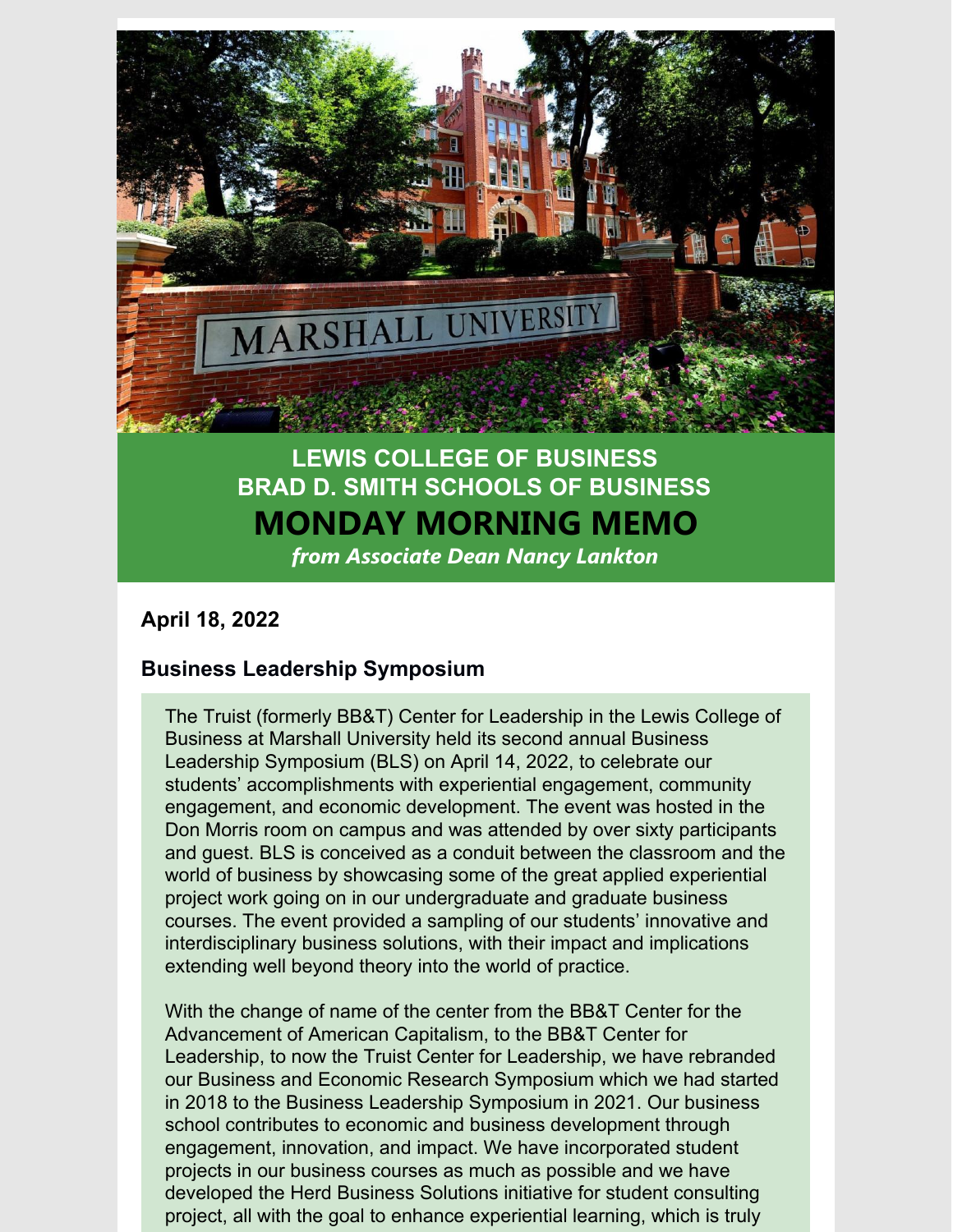# LEWIS COLLEGE OF BUSINESS
# BRAD D. SMITH SCHOOLS OF BUSINESS
# MONDAY MORNING MEMO

***from Associate Dean Nancy Lankton***

**April 18, 2022**

## Business Leadership Symposium

The Truist (formerly BB&T) Center for Leadership in the Lewis College of Business at Marshall University held its second annual Business Leadership Symposium (BLS) on April 14, 2022, to celebrate our students' accomplishments with experiential engagement, community engagement, and economic development. The event was hosted in the Don Morris room on campus and was attended by over sixty participants and guest. BLS is conceived as a conduit between the classroom and the world of business by showcasing some of the great applied experiential project work going on in our undergraduate and graduate business courses. The event provided a sampling of our students' innovative and interdisciplinary business solutions, with their impact and implications extending well beyond theory into the world of practice.

With the change of name of the center from the BB&T Center for the Advancement of American Capitalism, to the BB&T Center for Leadership, to now the Truist Center for Leadership, we have rebranded our Business and Economic Research Symposium which we had started in 2018 to the Business Leadership Symposium in 2021. Our business school contributes to economic and business development through engagement, innovation, and impact. We have incorporated student projects in our business courses as much as possible and we have developed the Herd Business Solutions initiative for student consulting project, all with the goal to enhance experiential learning, which is truly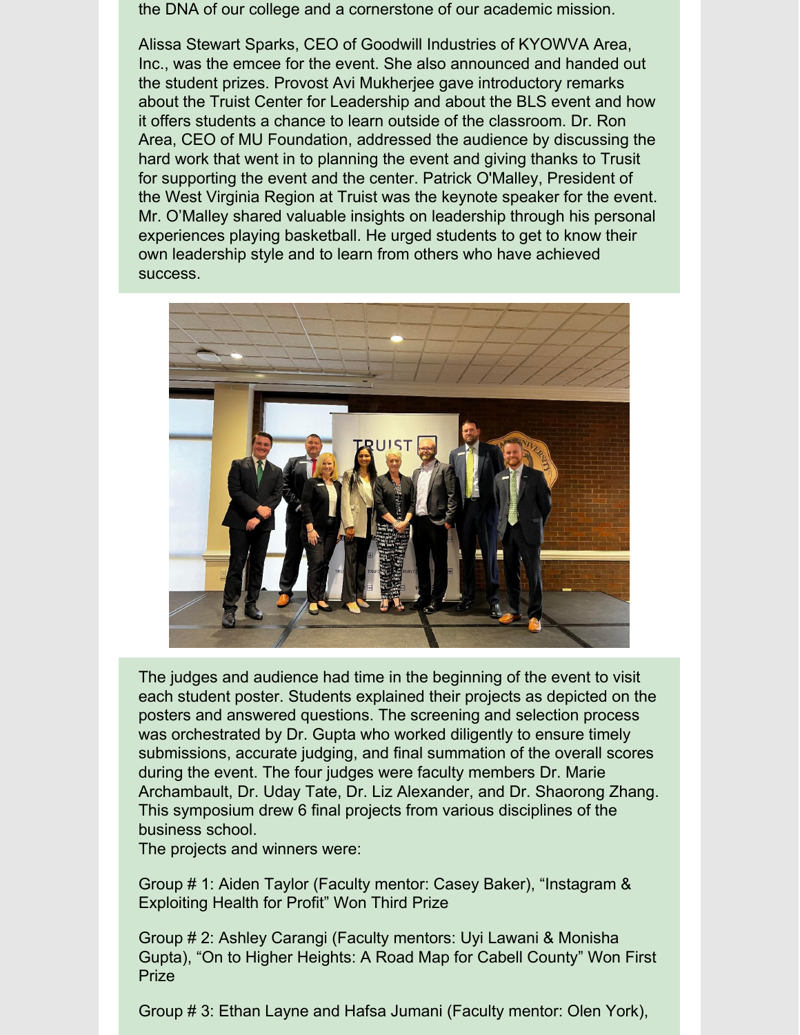the DNA of our college and a cornerstone of our academic mission.

Alissa Stewart Sparks, CEO of Goodwill Industries of KYOWVA Area, Inc., was the emcee for the event. She also announced and handed out the student prizes. Provost Avi Mukherjee gave introductory remarks about the Truist Center for Leadership and about the BLS event and how it offers students a chance to learn outside of the classroom. Dr. Ron Area, CEO of MU Foundation, addressed the audience by discussing the hard work that went in to planning the event and giving thanks to Trusit for supporting the event and the center. Patrick O'Malley, President of the West Virginia Region at Truist was the keynote speaker for the event. Mr. O'Malley shared valuable insights on leadership through his personal experiences playing basketball. He urged students to get to know their own leadership style and to learn from others who have achieved success.

The judges and audience had time in the beginning of the event to visit each student poster. Students explained their projects as depicted on the posters and answered questions. The screening and selection process was orchestrated by Dr. Gupta who worked diligently to ensure timely submissions, accurate judging, and final summation of the overall scores during the event. The four judges were faculty members Dr. Marie Archambault, Dr. Uday Tate, Dr. Liz Alexander, and Dr. Shaorong Zhang. This symposium drew 6 final projects from various disciplines of the business school.

The projects and winners were:

Group # 1: Aiden Taylor (Faculty mentor: Casey Baker), "Instagram & Exploiting Health for Profit" Won Third Prize

Group # 2: Ashley Carangi (Faculty mentors: Uyi Lawani & Monisha Gupta), "On to Higher Heights: A Road Map for Cabell County" Won First Prize

Group # 3: Ethan Layne and Hafsa Jumani (Faculty mentor: Olen York),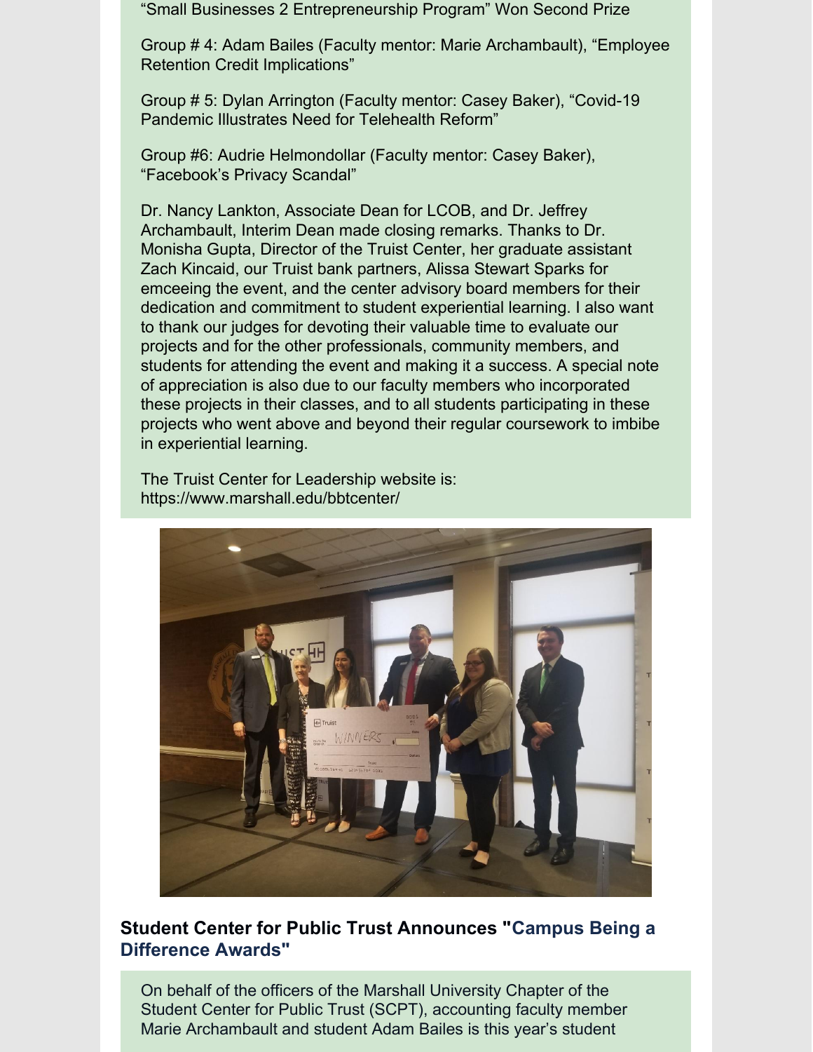"Small Businesses 2 Entrepreneurship Program" Won Second Prize

Group # 4: Adam Bailes (Faculty mentor: Marie Archambault), "Employee Retention Credit Implications"

Group # 5: Dylan Arrington (Faculty mentor: Casey Baker), "Covid-19 Pandemic Illustrates Need for Telehealth Reform"

Group #6: Audrie Helmondollar (Faculty mentor: Casey Baker), "Facebook's Privacy Scandal"

Dr. Nancy Lankton, Associate Dean for LCOB, and Dr. Jeffrey Archambault, Interim Dean made closing remarks. Thanks to Dr. Monisha Gupta, Director of the Truist Center, her graduate assistant Zach Kincaid, our Truist bank partners, Alissa Stewart Sparks for emceeing the event, and the center advisory board members for their dedication and commitment to student experiential learning. I also want to thank our judges for devoting their valuable time to evaluate our projects and for the other professionals, community members, and students for attending the event and making it a success. A special note of appreciation is also due to our faculty members who incorporated these projects in their classes, and to all students participating in these projects who went above and beyond their regular coursework to imbibe in experiential learning.

The Truist Center for Leadership website is: https://www.marshall.edu/bbtcenter/

## Student Center for Public Trust Announces "Campus Being a Difference Awards"

On behalf of the officers of the Marshall University Chapter of the Student Center for Public Trust (SCPT), accounting faculty member Marie Archambault and student Adam Bailes is this year's student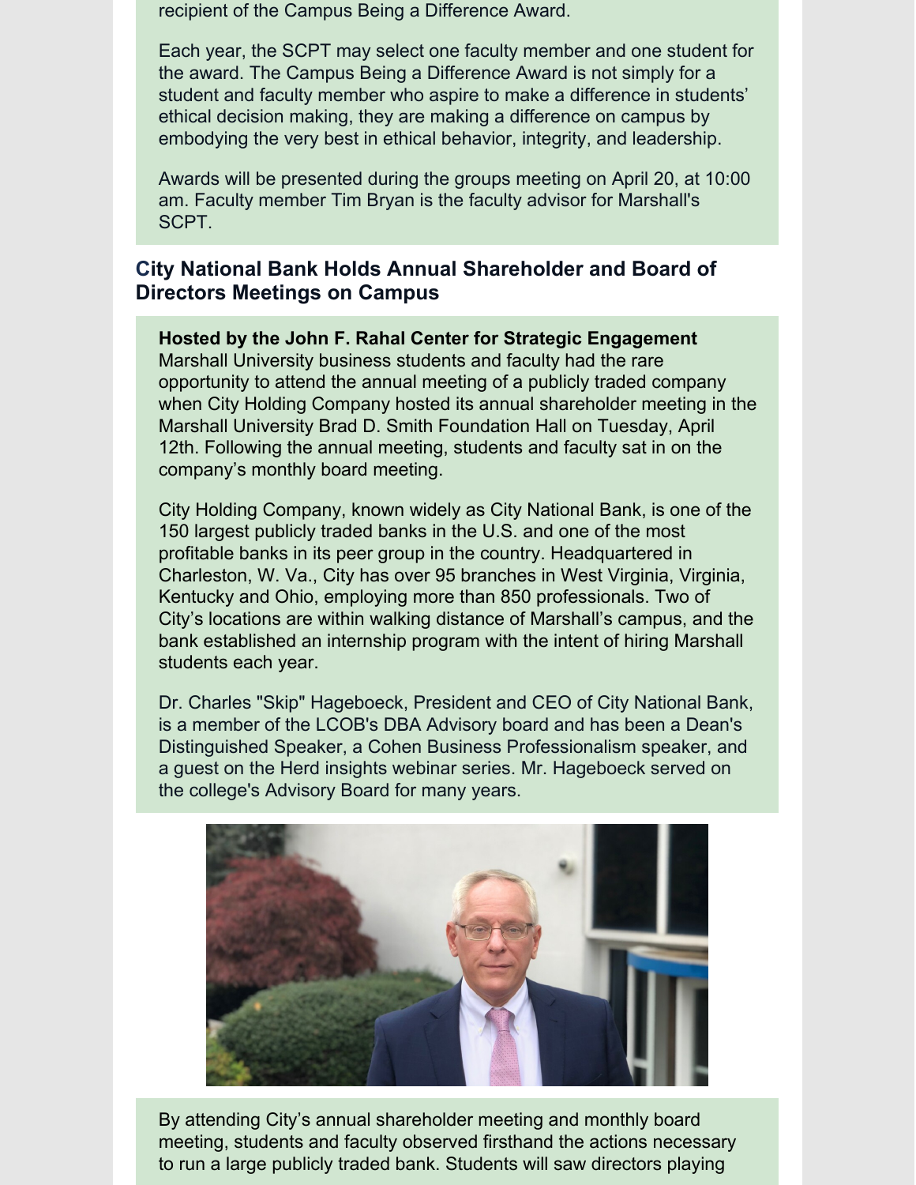recipient of the Campus Being a Difference Award.

Each year, the SCPT may select one faculty member and one student for the award. The Campus Being a Difference Award is not simply for a student and faculty member who aspire to make a difference in students' ethical decision making, they are making a difference on campus by embodying the very best in ethical behavior, integrity, and leadership.

Awards will be presented during the groups meeting on April 20, at 10:00 am. Faculty member Tim Bryan is the faculty advisor for Marshall's SCPT.

## City National Bank Holds Annual Shareholder and Board of Directors Meetings on Campus

**Hosted by the John F. Rahal Center for Strategic Engagement**
Marshall University business students and faculty had the rare opportunity to attend the annual meeting of a publicly traded company when City Holding Company hosted its annual shareholder meeting in the Marshall University Brad D. Smith Foundation Hall on Tuesday, April 12th. Following the annual meeting, students and faculty sat in on the company's monthly board meeting.

City Holding Company, known widely as City National Bank, is one of the 150 largest publicly traded banks in the U.S. and one of the most profitable banks in its peer group in the country. Headquartered in Charleston, W. Va., City has over 95 branches in West Virginia, Virginia, Kentucky and Ohio, employing more than 850 professionals. Two of City's locations are within walking distance of Marshall's campus, and the bank established an internship program with the intent of hiring Marshall students each year.

Dr. Charles "Skip" Hageboeck, President and CEO of City National Bank, is a member of the LCOB's DBA Advisory board and has been a Dean's Distinguished Speaker, a Cohen Business Professionalism speaker, and a guest on the Herd insights webinar series. Mr. Hageboeck served on the college's Advisory Board for many years.

By attending City's annual shareholder meeting and monthly board meeting, students and faculty observed firsthand the actions necessary to run a large publicly traded bank. Students will saw directors playing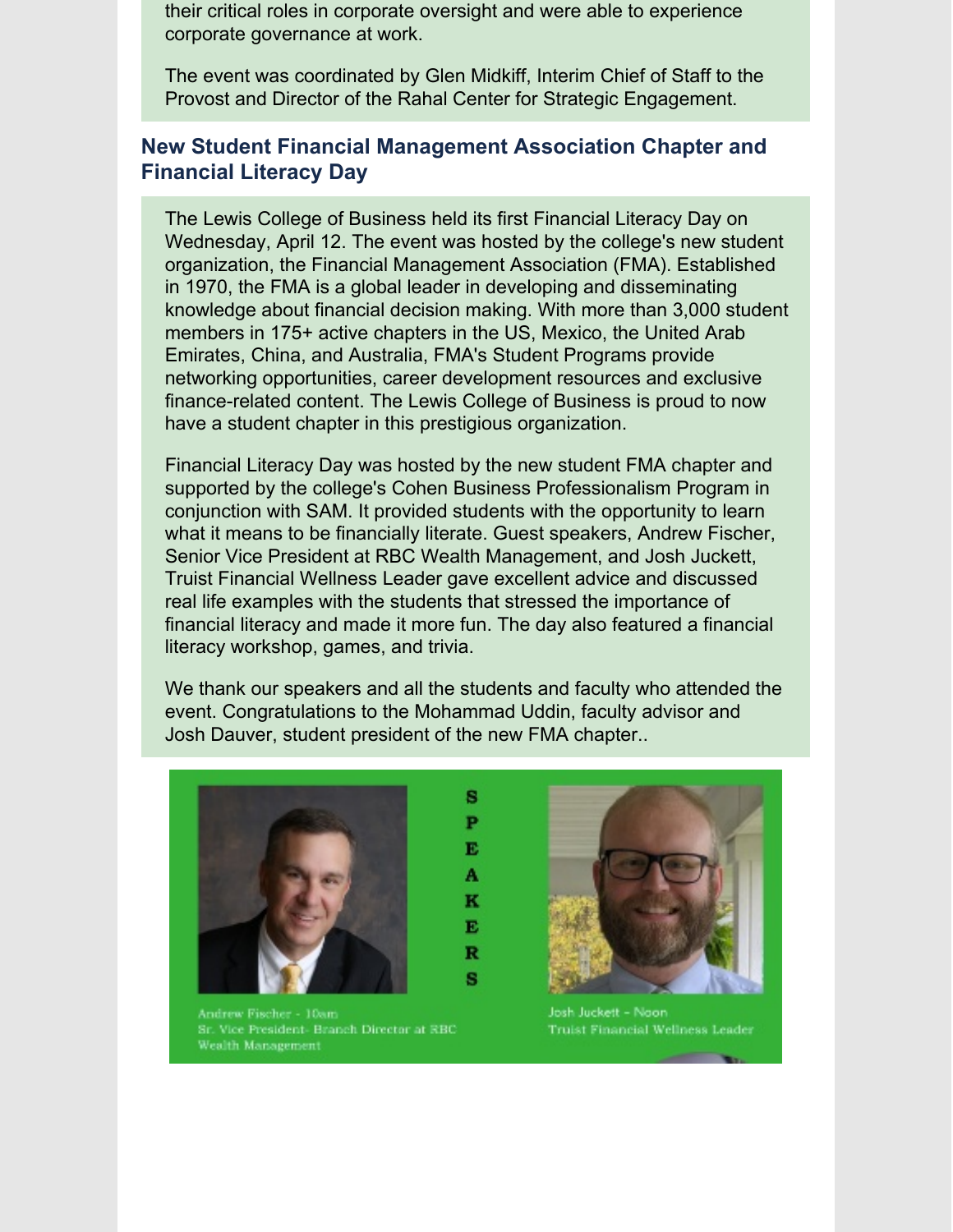their critical roles in corporate oversight and were able to experience corporate governance at work.

The event was coordinated by Glen Midkiff, Interim Chief of Staff to the Provost and Director of the Rahal Center for Strategic Engagement.

### New Student Financial Management Association Chapter and Financial Literacy Day

The Lewis College of Business held its first Financial Literacy Day on Wednesday, April 12. The event was hosted by the college's new student organization, the Financial Management Association (FMA). Established in 1970, the FMA is a global leader in developing and disseminating knowledge about financial decision making. With more than 3,000 student members in 175+ active chapters in the US, Mexico, the United Arab Emirates, China, and Australia, FMA's Student Programs provide networking opportunities, career development resources and exclusive finance-related content. The Lewis College of Business is proud to now have a student chapter in this prestigious organization.

Financial Literacy Day was hosted by the new student FMA chapter and supported by the college's Cohen Business Professionalism Program in conjunction with SAM. It provided students with the opportunity to learn what it means to be financially literate. Guest speakers, Andrew Fischer, Senior Vice President at RBC Wealth Management, and Josh Juckett, Truist Financial Wellness Leader gave excellent advice and discussed real life examples with the students that stressed the importance of financial literacy and made it more fun. The day also featured a financial literacy workshop, games, and trivia.

We thank our speakers and all the students and faculty who attended the event. Congratulations to the Mohammad Uddin, faculty advisor and Josh Dauver, student president of the new FMA chapter..

SPEAKERS

Andrew Fischer - 10am
Sr. Vice President- Branch Director at RBC Wealth Management

Josh Juckett - Noon
Truist Financial Wellness Leader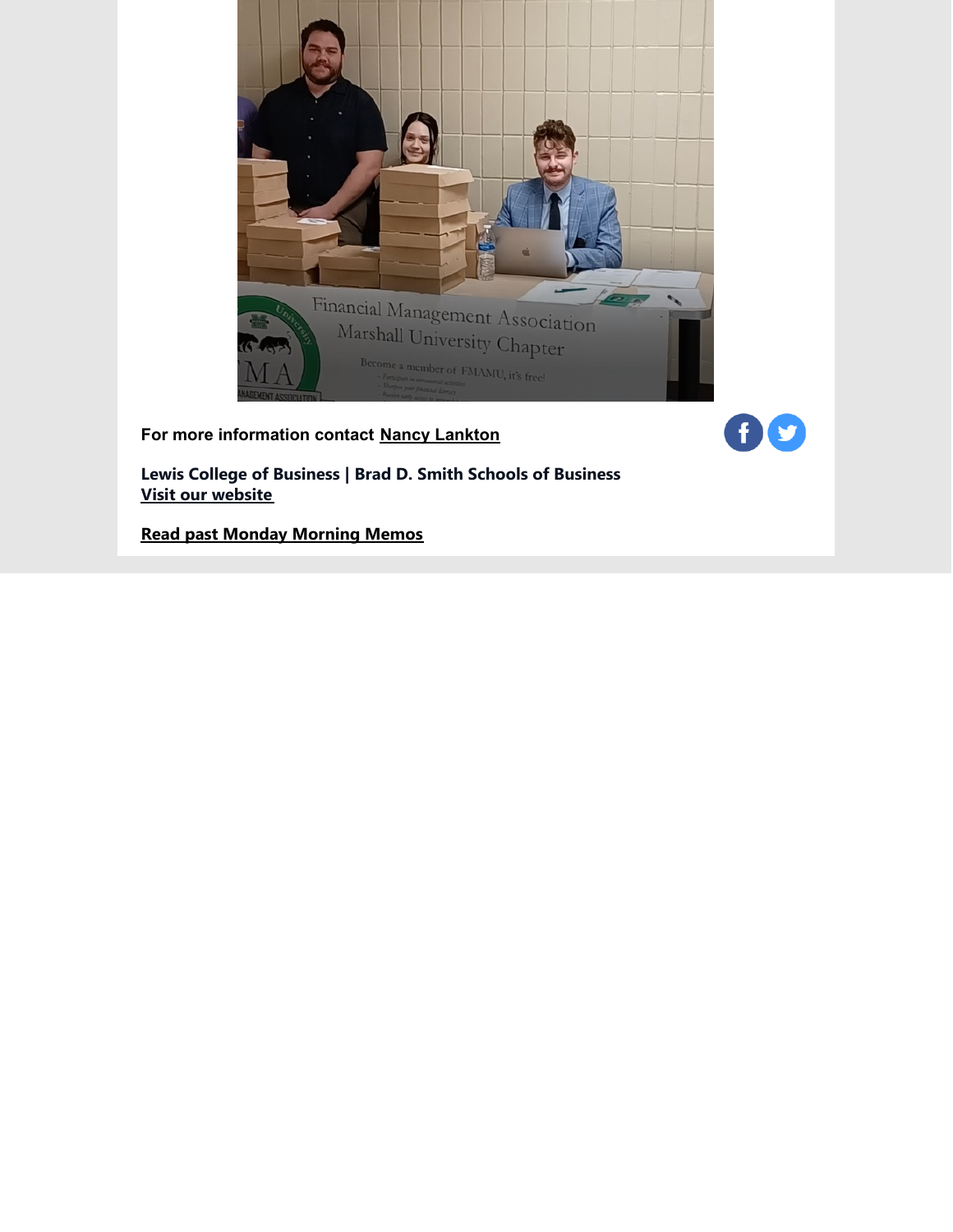For more information contact **Nancy Lankton**

**Lewis College of Business | Brad D. Smith Schools of Business**
**Visit our website**

**Read past Monday Morning Memos**